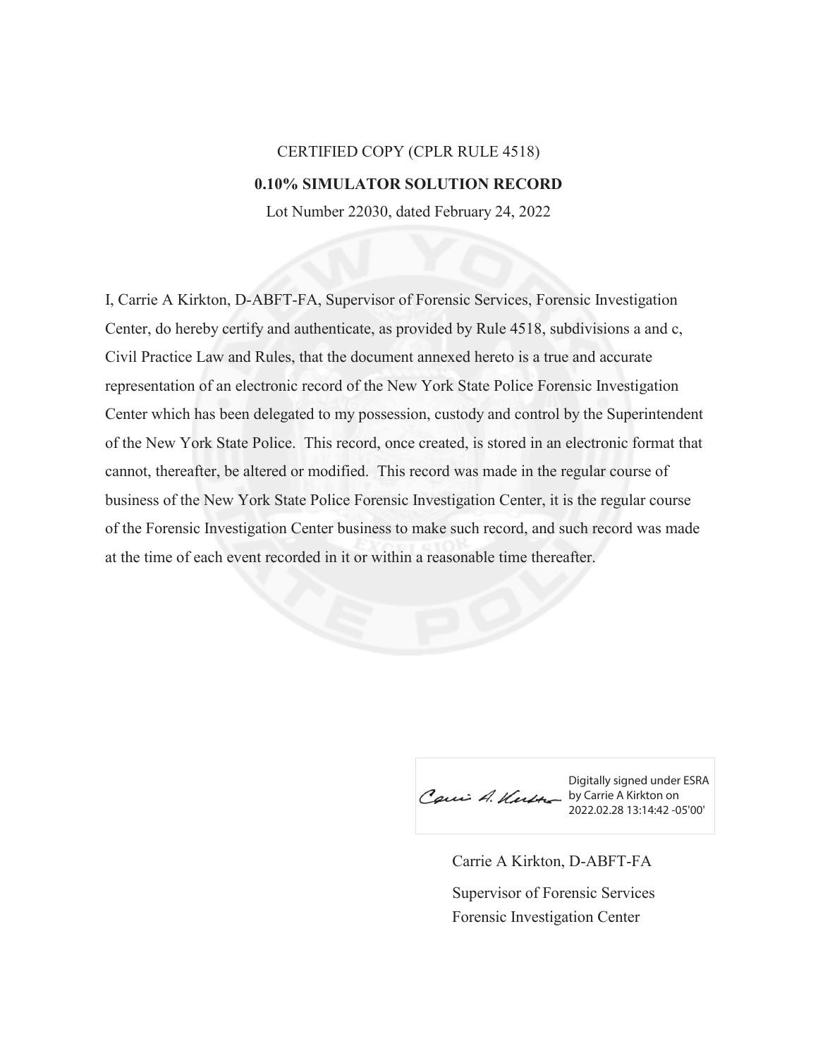CERTIFIED COPY (CPLR RULE 4518)

**0.10% SIMULATOR SOLUTION RECORD**

Lot Number 22030, dated February 24, 2022

I, Carrie A Kirkton, D-ABFT-FA, Supervisor of Forensic Services, Forensic Investigation Center, do hereby certify and authenticate, as provided by Rule 4518, subdivisions a and c, Civil Practice Law and Rules, that the document annexed hereto is a true and accurate representation of an electronic record of the New York State Police Forensic Investigation Center which has been delegated to my possession, custody and control by the Superintendent of the New York State Police. This record, once created, is stored in an electronic format that cannot, thereafter, be altered or modified. This record was made in the regular course of business of the New York State Police Forensic Investigation Center, it is the regular course of the Forensic Investigation Center business to make such record, and such record was made at the time of each event recorded in it or within a reasonable time thereafter.

Digitally signed under ESRA by Carrie A Kirkton on 2022.02.28 13:14:42 -05'00'

Carrie A Kirkton, D-ABFT-FA

Supervisor of Forensic Services

Forensic Investigation Center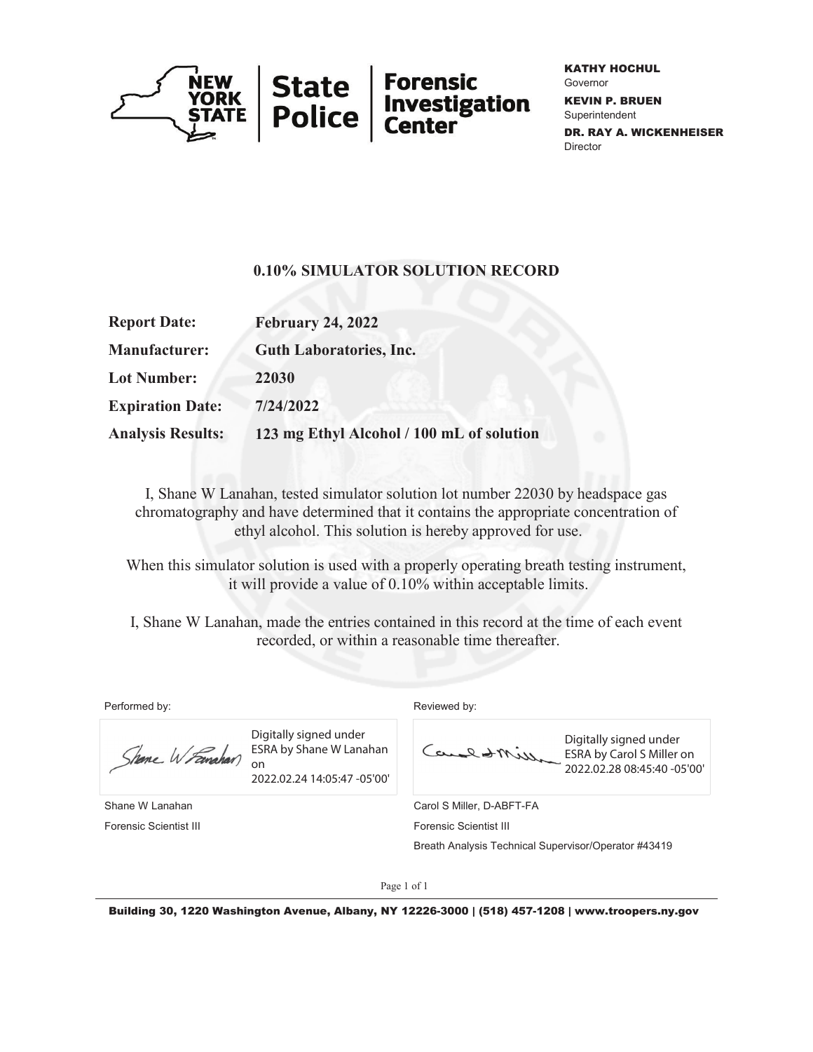**NEW YORK STATE | State Police | Forensic Investigation Center**

**KATHY HOCHUL**
Governor

**KEVIN P. BRUEN**
Superintendent

**DR. RAY A. WICKENHEISER**
Director

## 0.10% SIMULATOR SOLUTION RECORD

| | |
|---|---|
| **Report Date:** | **February 24, 2022** |
| **Manufacturer:** | **Guth Laboratories, Inc.** |
| **Lot Number:** | **22030** |
| **Expiration Date:** | **7/24/2022** |
| **Analysis Results:** | **123 mg Ethyl Alcohol / 100 mL of solution** |

I, Shane W Lanahan, tested simulator solution lot number 22030 by headspace gas chromatography and have determined that it contains the appropriate concentration of ethyl alcohol. This solution is hereby approved for use.

When this simulator solution is used with a properly operating breath testing instrument, it will provide a value of 0.10% within acceptable limits.

I, Shane W Lanahan, made the entries contained in this record at the time of each event recorded, or within a reasonable time thereafter.

Performed by:

Digitally signed under ESRA by Shane W Lanahan on 2022.02.24 14:05:47 -05'00'

Shane W Lanahan
Forensic Scientist III

Reviewed by:

Digitally signed under ESRA by Carol S Miller on 2022.02.28 08:45:40 -05'00'

Carol S Miller, D-ABFT-FA
Forensic Scientist III
Breath Analysis Technical Supervisor/Operator #43419

**Building 30, 1220 Washington Avenue, Albany, NY 12226-3000 | (518) 457-1208 | www.troopers.ny.gov**